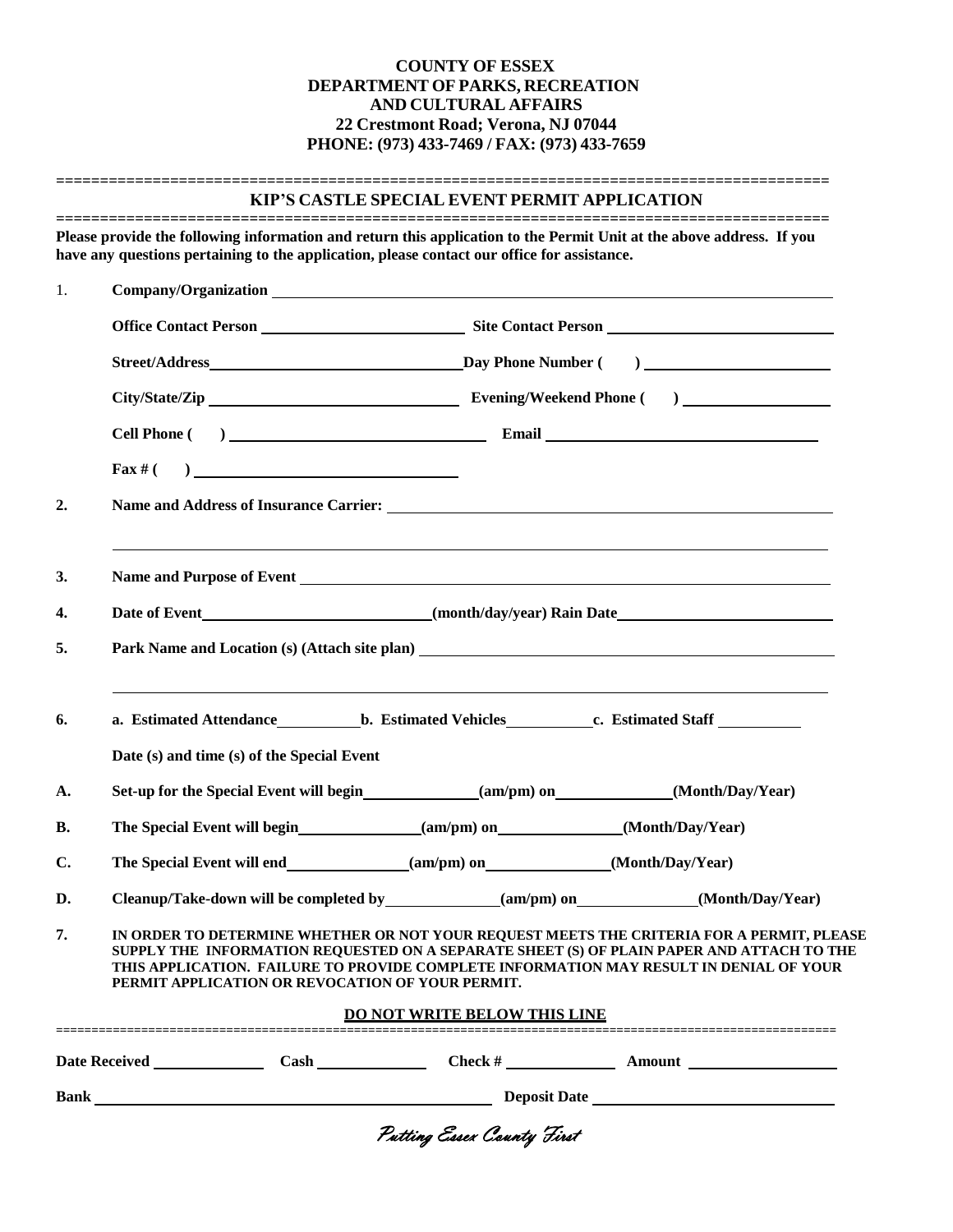**COUNTY OF ESSEX**
**DEPARTMENT OF PARKS, RECREATION AND CULTURAL AFFAIRS**
**22 Crestmont Road; Verona, NJ 07044**
**PHONE: (973) 433-7469 / FAX: (973) 433-7659**

---

## KIP'S CASTLE SPECIAL EVENT PERMIT APPLICATION

---

**Please provide the following information and return this application to the Permit Unit at the above address. If you have any questions pertaining to the application, please contact our office for assistance.**

1. **Company/Organization** ____________________

   **Office Contact Person** ____________________ **Site Contact Person** ____________________

   **Street/Address** ____________________ **Day Phone Number (    )** ____________________

   **City/State/Zip** ____________________ **Evening/Weekend Phone (    )** ____________________

   **Cell Phone (    )** ____________________ **Email** ____________________

   **Fax # (    )** ____________________

2. **Name and Address of Insurance Carrier:** ____________________

   ____________________

3. **Name and Purpose of Event** ____________________

4. **Date of Event** ____________________ **(month/day/year) Rain Date** ____________________

5. **Park Name and Location (s) (Attach site plan)** ____________________

   ____________________

6. **a. Estimated Attendance** ________ **b. Estimated Vehicles** ________ **c. Estimated Staff** ________

   **Date (s) and time (s) of the Special Event**

**A.** **Set-up for the Special Event will begin** ________ **(am/pm) on** ________ **(Month/Day/Year)**

**B.** **The Special Event will begin** ________ **(am/pm) on** ________ **(Month/Day/Year)**

**C.** **The Special Event will end** ________ **(am/pm) on** ________ **(Month/Day/Year)**

**D.** **Cleanup/Take-down will be completed by** ________ **(am/pm) on** ________ **(Month/Day/Year)**

7. **IN ORDER TO DETERMINE WHETHER OR NOT YOUR REQUEST MEETS THE CRITERIA FOR A PERMIT, PLEASE SUPPLY THE INFORMATION REQUESTED ON A SEPARATE SHEET (S) OF PLAIN PAPER AND ATTACH TO THE THIS APPLICATION. FAILURE TO PROVIDE COMPLETE INFORMATION MAY RESULT IN DENIAL OF YOUR PERMIT APPLICATION OR REVOCATION OF YOUR PERMIT.**

**DO NOT WRITE BELOW THIS LINE**

---

**Date Received** ________ **Cash** ________ **Check #** ________ **Amount** ________

**Bank** ____________________ **Deposit Date** ____________________

*Putting Essex County First*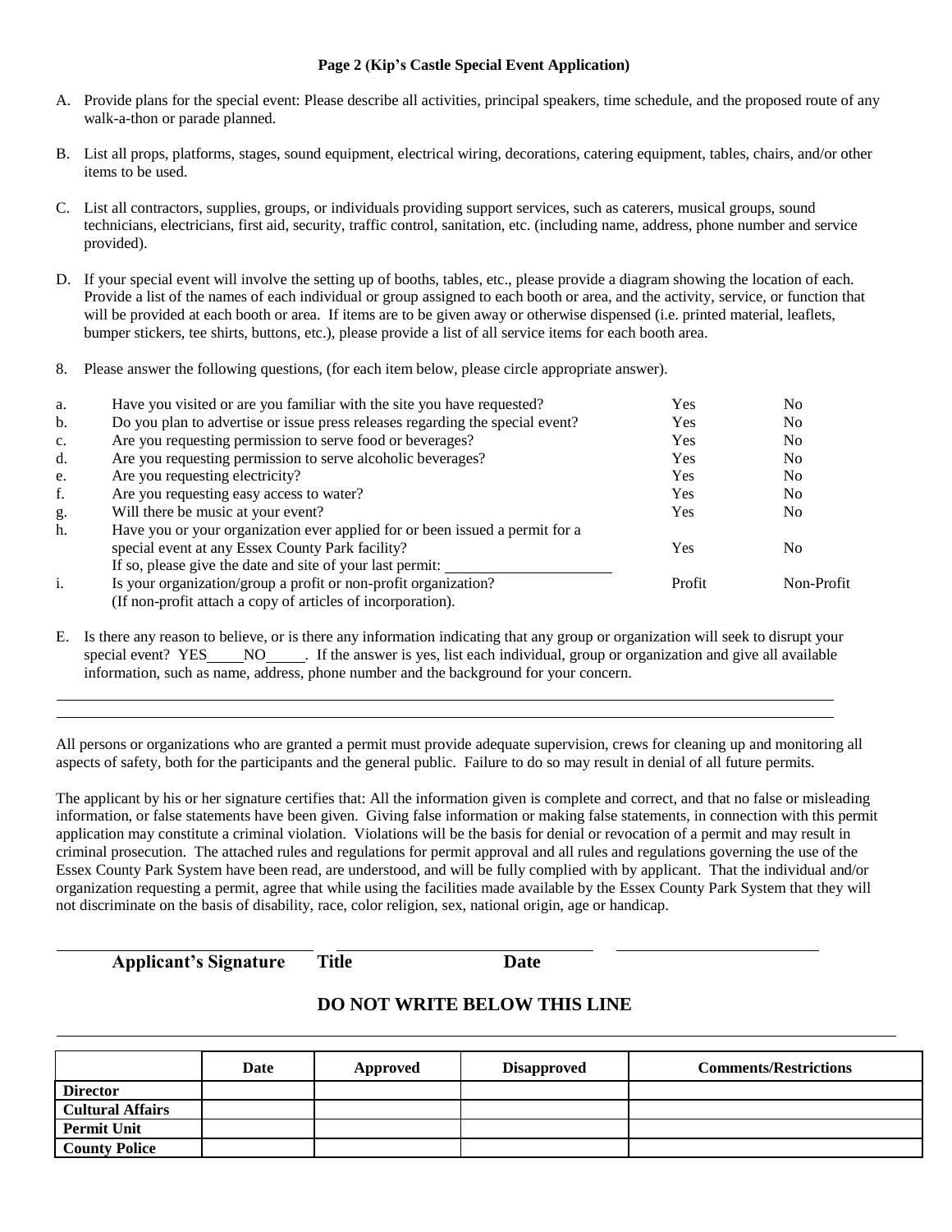**Page 2 (Kip's Castle Special Event Application)**

A. Provide plans for the special event: Please describe all activities, principal speakers, time schedule, and the proposed route of any walk-a-thon or parade planned.

B. List all props, platforms, stages, sound equipment, electrical wiring, decorations, catering equipment, tables, chairs, and/or other items to be used.

C. List all contractors, supplies, groups, or individuals providing support services, such as caterers, musical groups, sound technicians, electricians, first aid, security, traffic control, sanitation, etc. (including name, address, phone number and service provided).

D. If your special event will involve the setting up of booths, tables, etc., please provide a diagram showing the location of each. Provide a list of the names of each individual or group assigned to each booth or area, and the activity, service, or function that will be provided at each booth or area. If items are to be given away or otherwise dispensed (i.e. printed material, leaflets, bumper stickers, tee shirts, buttons, etc.), please provide a list of all service items for each booth area.

8. Please answer the following questions, (for each item below, please circle appropriate answer).

| | | | |
|---|---|---|---|
| a. | Have you visited or are you familiar with the site you have requested? | Yes | No |
| b. | Do you plan to advertise or issue press releases regarding the special event? | Yes | No |
| c. | Are you requesting permission to serve food or beverages? | Yes | No |
| d. | Are you requesting permission to serve alcoholic beverages? | Yes | No |
| e. | Are you requesting electricity? | Yes | No |
| f. | Are you requesting easy access to water? | Yes | No |
| g. | Will there be music at your event? | Yes | No |
| h. | Have you or your organization ever applied for or been issued a permit for a special event at any Essex County Park facility? | Yes | No |
| | If so, please give the date and site of your last permit: ____________________ | | |
| i. | Is your organization/group a profit or non-profit organization? (If non-profit attach a copy of articles of incorporation). | Profit | Non-Profit |

E. Is there any reason to believe, or is there any information indicating that any group or organization will seek to disrupt your special event? YES_____NO_____. If the answer is yes, list each individual, group or organization and give all available information, such as name, address, phone number and the background for your concern.

______________________________________________________________________________________

______________________________________________________________________________________

All persons or organizations who are granted a permit must provide adequate supervision, crews for cleaning up and monitoring all aspects of safety, both for the participants and the general public. Failure to do so may result in denial of all future permits.

The applicant by his or her signature certifies that: All the information given is complete and correct, and that no false or misleading information, or false statements have been given. Giving false information or making false statements, in connection with this permit application may constitute a criminal violation. Violations will be the basis for denial or revocation of a permit and may result in criminal prosecution. The attached rules and regulations for permit approval and all rules and regulations governing the use of the Essex County Park System have been read, are understood, and will be fully complied with by applicant. That the individual and/or organization requesting a permit, agree that while using the facilities made available by the Essex County Park System that they will not discriminate on the basis of disability, race, color religion, sex, national origin, age or handicap.

______________________________ ______________________________ ______________________________

**Applicant's Signature** **Title** **Date**

## DO NOT WRITE BELOW THIS LINE

| | Date | Approved | Disapproved | Comments/Restrictions |
|---|---|---|---|---|
| **Director** | | | | |
| **Cultural Affairs** | | | | |
| **Permit Unit** | | | | |
| **County Police** | | | | |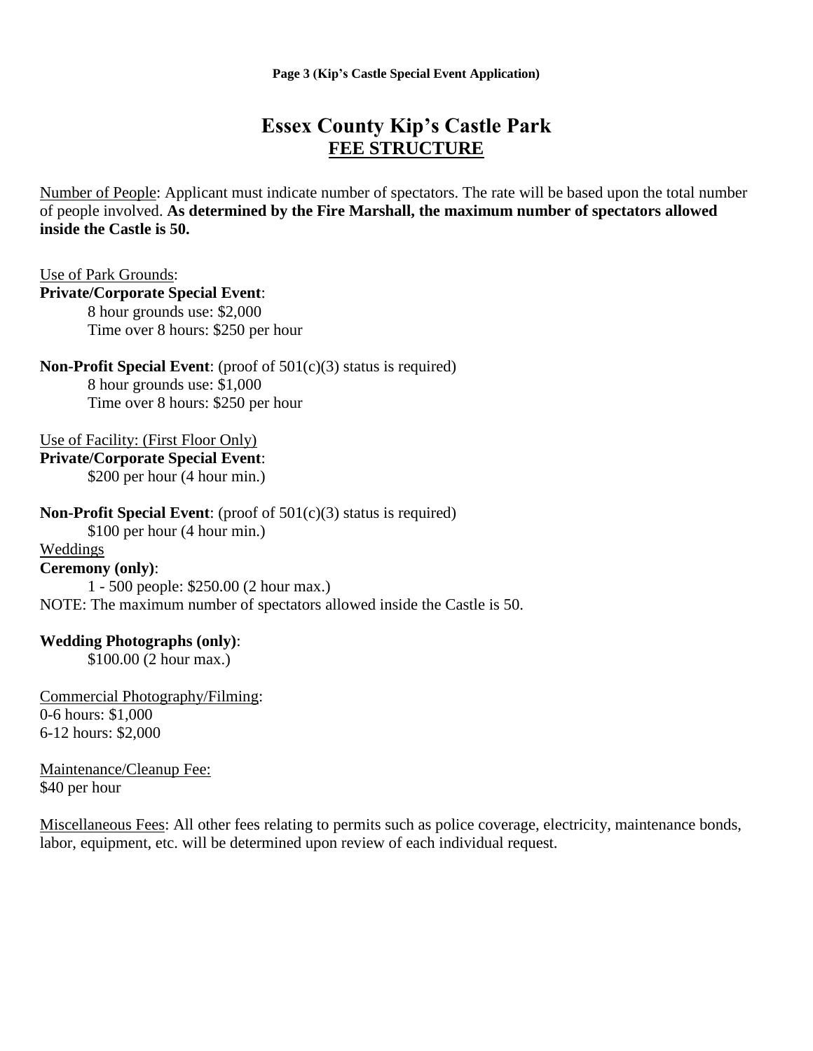# Essex County Kip's Castle Park
## <u>FEE STRUCTURE</u>

<u>Number of People</u>: Applicant must indicate number of spectators. The rate will be based upon the total number of people involved. **As determined by the Fire Marshall, the maximum number of spectators allowed inside the Castle is 50.**

<u>Use of Park Grounds</u>:

**Private/Corporate Special Event**:

8 hour grounds use: $2,000
Time over 8 hours: $250 per hour

**Non-Profit Special Event**: (proof of 501(c)(3) status is required)

8 hour grounds use: $1,000
Time over 8 hours: $250 per hour

<u>Use of Facility: (First Floor Only)</u>

**Private/Corporate Special Event**:

$200 per hour (4 hour min.)

**Non-Profit Special Event**: (proof of 501(c)(3) status is required)

$100 per hour (4 hour min.)

<u>Weddings</u>

**Ceremony (only)**:

1 - 500 people: $250.00 (2 hour max.)

NOTE: The maximum number of spectators allowed inside the Castle is 50.

**Wedding Photographs (only)**:

$100.00 (2 hour max.)

<u>Commercial Photography/Filming</u>:

0-6 hours: $1,000
6-12 hours: $2,000

<u>Maintenance/Cleanup Fee:</u>

$40 per hour

<u>Miscellaneous Fees</u>: All other fees relating to permits such as police coverage, electricity, maintenance bonds, labor, equipment, etc. will be determined upon review of each individual request.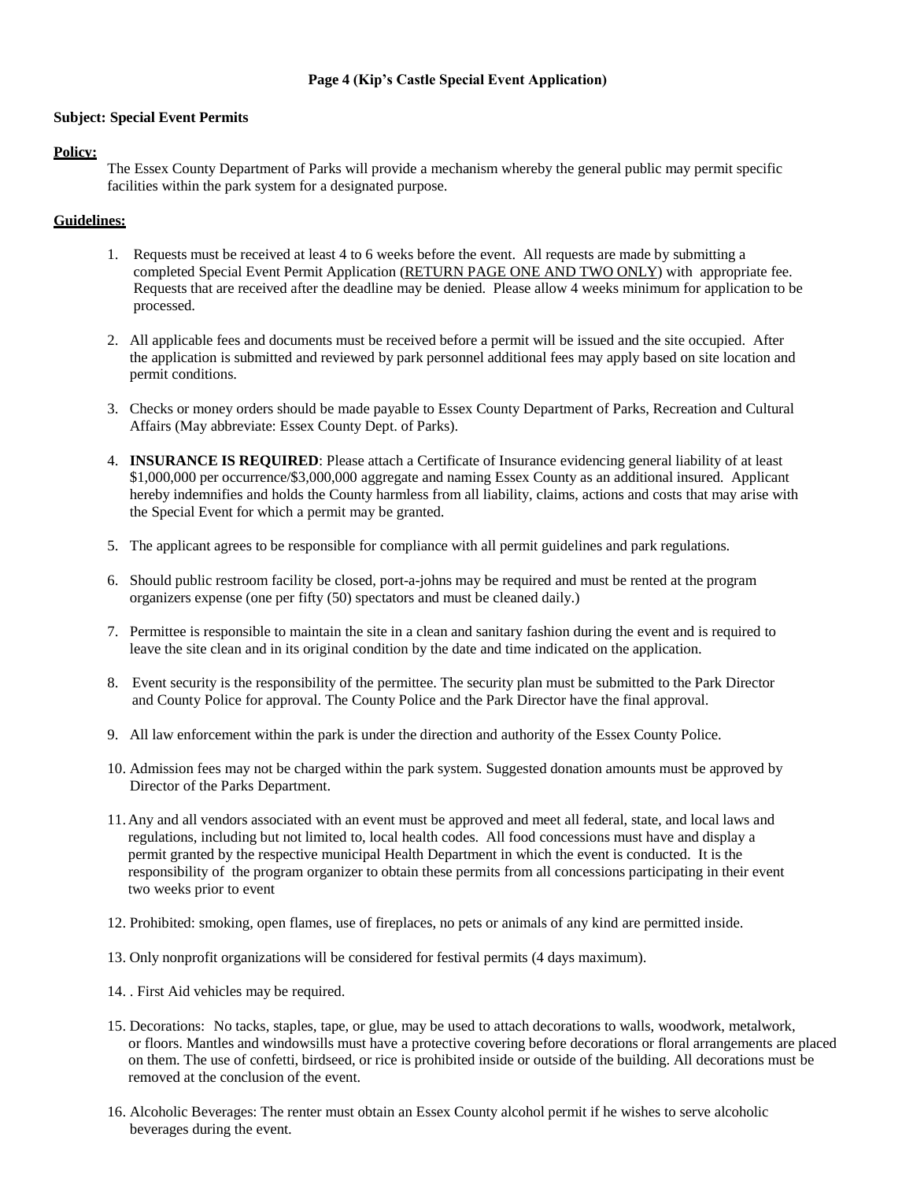**Page 4 (Kip's Castle Special Event Application)**

**Subject: Special Event Permits**

**Policy:**

The Essex County Department of Parks will provide a mechanism whereby the general public may permit specific facilities within the park system for a designated purpose.

**Guidelines:**

1. Requests must be received at least 4 to 6 weeks before the event. All requests are made by submitting a completed Special Event Permit Application (RETURN PAGE ONE AND TWO ONLY) with appropriate fee. Requests that are received after the deadline may be denied. Please allow 4 weeks minimum for application to be processed.
2. All applicable fees and documents must be received before a permit will be issued and the site occupied. After the application is submitted and reviewed by park personnel additional fees may apply based on site location and permit conditions.
3. Checks or money orders should be made payable to Essex County Department of Parks, Recreation and Cultural Affairs (May abbreviate: Essex County Dept. of Parks).
4. **INSURANCE IS REQUIRED**: Please attach a Certificate of Insurance evidencing general liability of at least $1,000,000 per occurrence/$3,000,000 aggregate and naming Essex County as an additional insured. Applicant hereby indemnifies and holds the County harmless from all liability, claims, actions and costs that may arise with the Special Event for which a permit may be granted.
5. The applicant agrees to be responsible for compliance with all permit guidelines and park regulations.
6. Should public restroom facility be closed, port-a-johns may be required and must be rented at the program organizers expense (one per fifty (50) spectators and must be cleaned daily.)
7. Permittee is responsible to maintain the site in a clean and sanitary fashion during the event and is required to leave the site clean and in its original condition by the date and time indicated on the application.
8. Event security is the responsibility of the permittee. The security plan must be submitted to the Park Director and County Police for approval. The County Police and the Park Director have the final approval.
9. All law enforcement within the park is under the direction and authority of the Essex County Police.
10. Admission fees may not be charged within the park system. Suggested donation amounts must be approved by Director of the Parks Department.
11. Any and all vendors associated with an event must be approved and meet all federal, state, and local laws and regulations, including but not limited to, local health codes. All food concessions must have and display a permit granted by the respective municipal Health Department in which the event is conducted. It is the responsibility of the program organizer to obtain these permits from all concessions participating in their event two weeks prior to event
12. Prohibited: smoking, open flames, use of fireplaces, no pets or animals of any kind are permitted inside.
13. Only nonprofit organizations will be considered for festival permits (4 days maximum).
14. . First Aid vehicles may be required.
15. Decorations: No tacks, staples, tape, or glue, may be used to attach decorations to walls, woodwork, metalwork, or floors. Mantles and windowsills must have a protective covering before decorations or floral arrangements are placed on them. The use of confetti, birdseed, or rice is prohibited inside or outside of the building. All decorations must be removed at the conclusion of the event.
16. Alcoholic Beverages: The renter must obtain an Essex County alcohol permit if he wishes to serve alcoholic beverages during the event.